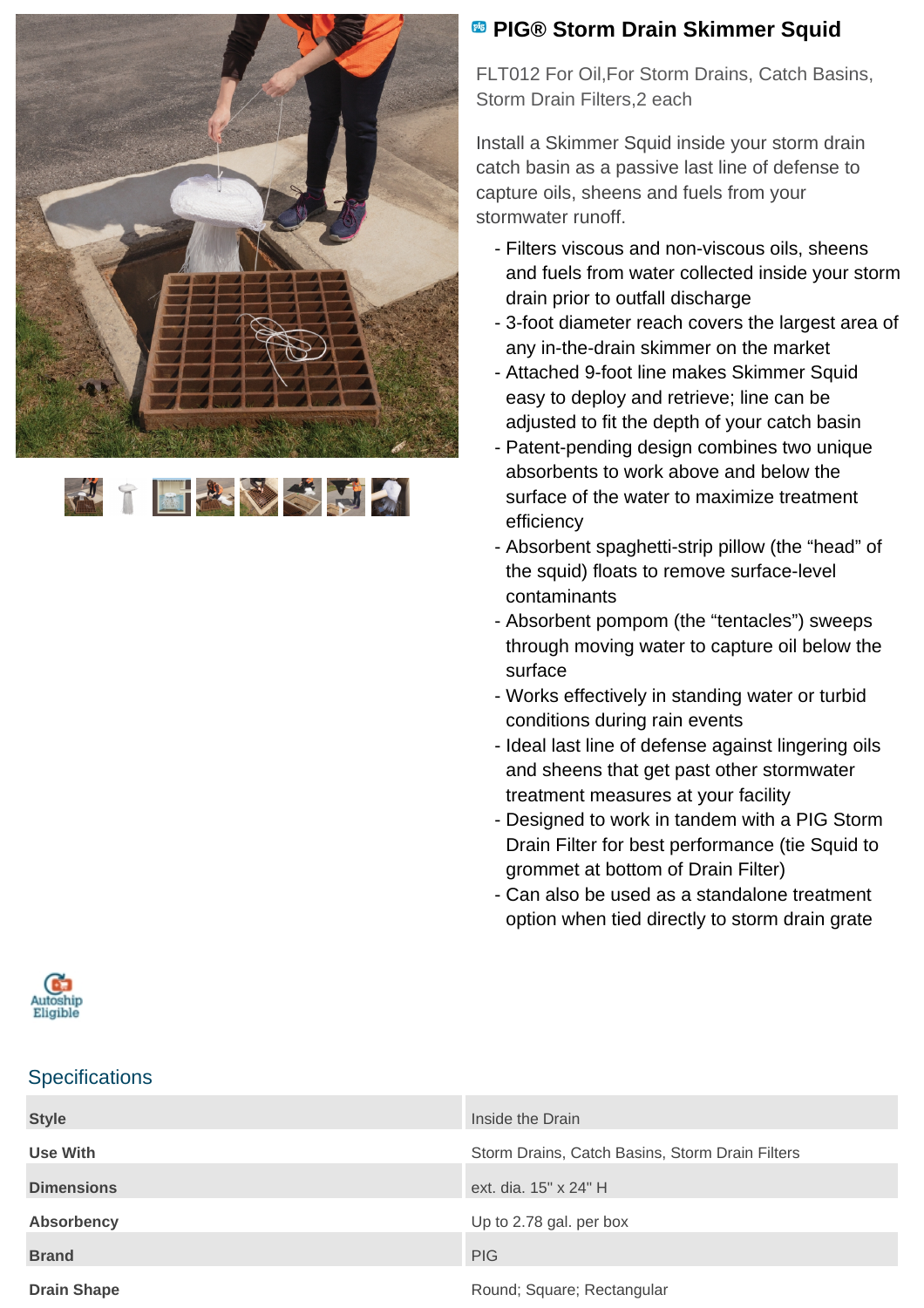# PIG® Storm Drain Skimmer Squid

FLT012 For Oil,For Storm Drains, Catch Basins, Storm Drain Filters,2 each

Install a Skimmer Squid inside your storm drain catch basin as a passive last line of defense to capture oils, sheens and fuels from your stormwater runoff.

- Filters viscous and non-viscous oils, sheens and fuels from water collected inside your storm drain prior to outfall discharge
- 3-foot diameter reach covers the largest area of any in-the-drain skimmer on the market
- Attached 9-foot line makes Skimmer Squid easy to deploy and retrieve; line can be adjusted to fit the depth of your catch basin
- Patent-pending design combines two unique absorbents to work above and below the surface of the water to maximize treatment efficiency
- Absorbent spaghetti-strip pillow (the “head” of the squid) floats to remove surface-level contaminants
- Absorbent pompom (the “tentacles”) sweeps through moving water to capture oil below the surface
- Works effectively in standing water or turbid conditions during rain events
- Ideal last line of defense against lingering oils and sheens that get past other stormwater treatment measures at your facility
- Designed to work in tandem with a PIG Storm Drain Filter for best performance (tie Squid to grommet at bottom of Drain Filter)
- Can also be used as a standalone treatment option when tied directly to storm drain grate

Autoship Eligible

## Specifications

| | |
|---|---|
| **Style** | Inside the Drain |
| **Use With** | Storm Drains, Catch Basins, Storm Drain Filters |
| **Dimensions** | ext. dia. 15" x 24" H |
| **Absorbency** | Up to 2.78 gal. per box |
| **Brand** | PIG |
| **Drain Shape** | Round; Square; Rectangular |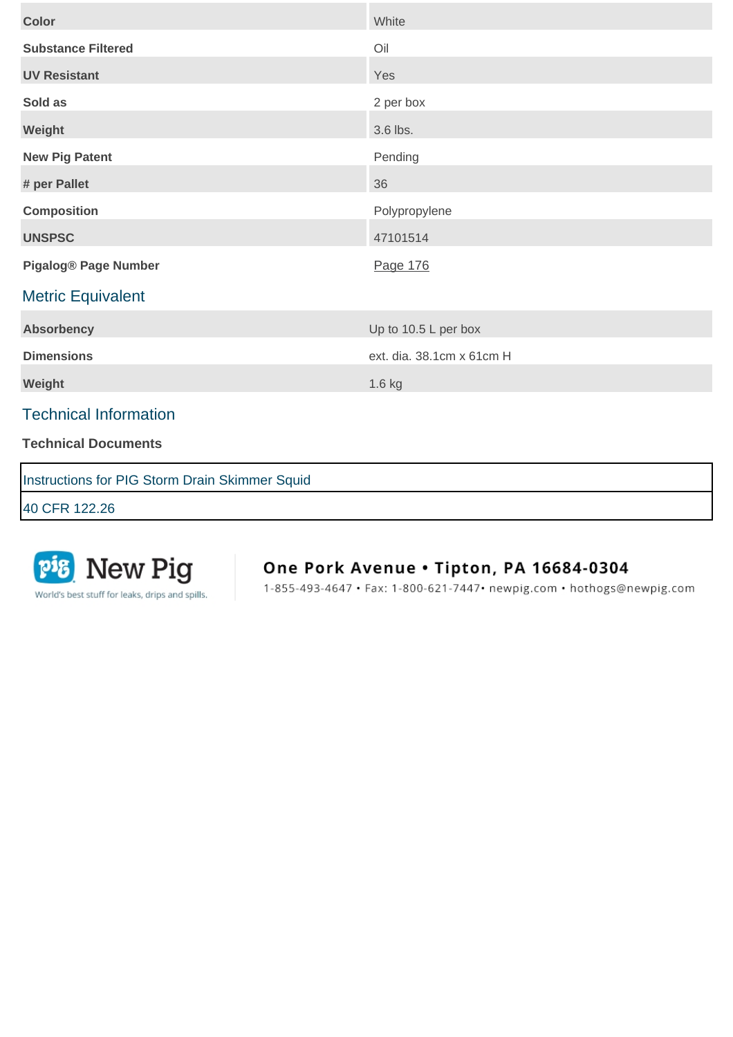| | |
|---|---|
| **Color** | White |
| **Substance Filtered** | Oil |
| **UV Resistant** | Yes |
| **Sold as** | 2 per box |
| **Weight** | 3.6 lbs. |
| **New Pig Patent** | Pending |
| **# per Pallet** | 36 |
| **Composition** | Polypropylene |
| **UNSPSC** | 47101514 |
| **Pigalog® Page Number** | Page 176 |

## Metric Equivalent

| | |
|---|---|
| **Absorbency** | Up to 10.5 L per box |
| **Dimensions** | ext. dia. 38.1cm x 61cm H |
| **Weight** | 1.6 kg |

## Technical Information

**Technical Documents**

| |
|---|
| Instructions for PIG Storm Drain Skimmer Squid |
| 40 CFR 122.26 |

New Pig
World's best stuff for leaks, drips and spills.

**One Pork Avenue • Tipton, PA 16684-0304**
1-855-493-4647 • Fax: 1-800-621-7447• newpig.com • hothogs@newpig.com